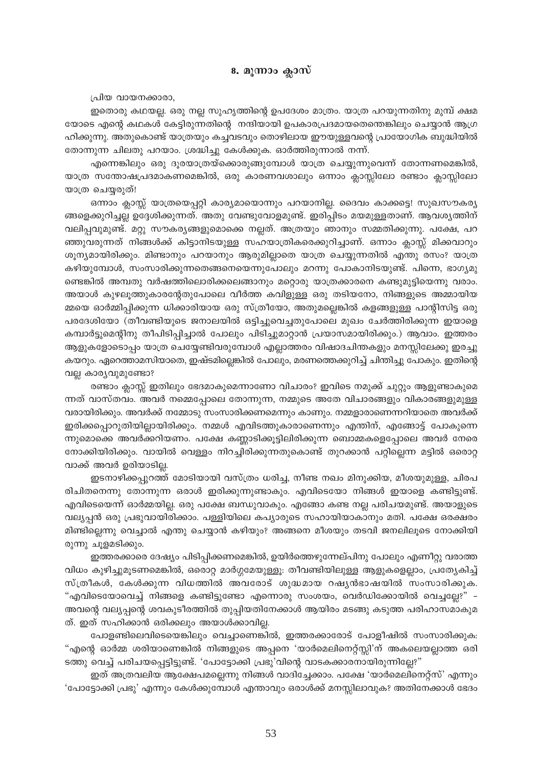## 8. മൂന്നാം ക്ലാസ്

പ്രിയ വായനക്കാരാ,

ഇതൊരു കഥയല്ല. ഒരു നല്ല സുഹൃത്തിന്റെ ഉപദേശം മാത്രം. യാത്ര പറയുന്നതിനു മുമ്പ് ക്ഷമയോടെ എന്റെ കഥകൾ കേട്ടിരുന്നതിന്റെ നന്ദിയായി ഉപകാരപ്രദമായതെന്തെങ്കിലും ചെയ്യാൻ ആഗ്രഹിക്കുന്നു. അതുകൊണ്ട് യാത്രയും കച്ചവടവും തൊഴിലായ ഈയുള്ളവന്റെ പ്രായോഗിക ബുദ്ധിയിൽ തോന്നുന്ന ചിലതു പറയാം. ശ്രദ്ധിച്ചു കേൾക്കുക. ഓർത്തിരുന്നാൽ നന്ന്.

എന്നെങ്കിലും ഒരു ദൂരയാത്രയ്ക്കൊരുങ്ങുമ്പോൾ യാത്ര ചെയ്യുന്നുവെന്ന് തോന്നണമെങ്കിൽ, യാത്ര സന്തോഷപ്രദമാകണമെങ്കിൽ, ഒരു കാരണവശാലും ഒന്നാം ക്ലാസ്സിലോ രണ്ടാം ക്ലാസ്സിലോ യാത്ര ചെയ്യരുത്!

ഒന്നാം ക്ലാസ്സ് യാത്രയെപ്പറ്റി കാര്യമായൊന്നും പറയാനില്ല. ദൈവം കാക്കട്ടെ! സുഖസൗകര്യങ്ങളെക്കുറിച്ചല്ല ഉദ്ദേശിക്കുന്നത്. അതു വേണ്ടുവോളമുണ്ട്. ഇരിപ്പിടം മയമുള്ളതാണ്. ആവശ്യത്തിന് വലിപ്പവുമുണ്ട്. മറ്റു സൗകര്യങ്ങളുമൊക്കെ നല്ലത്. അത്രയും ഞാനും സമ്മതിക്കുന്നു. പക്ഷേ, പറഞ്ഞുവരുന്നത് നിങ്ങൾക്ക് കിട്ടാനിടയുള്ള സഹയാത്രികരെക്കുറിച്ചാണ്. ഒന്നാം ക്ലാസ്സ് മിക്കവാറും ശൂന്യമായിരിക്കും. മിണ്ടാനും പറയാനും ആരുമില്ലാതെ യാത്ര ചെയ്യുന്നതിൽ എന്തു രസം? യാത്ര കഴിയുമ്പോൾ, സംസാരിക്കുന്നതെങ്ങനെയെന്നുപോലും മറന്നു പോകാനിടയുണ്ട്. പിന്നെ, ഭാഗ്യമുണ്ടെങ്കിൽ അമ്പതു വർഷത്തിലൊരിക്കലെങ്ങാനും മറ്റൊരു യാത്രക്കാരനെ കണ്ടുമുട്ടിയെന്നു വരാം. അയാൾ കുഴലൂത്തുകാരന്റേതുപോലെ വീർത്ത കവിളുള്ള ഒരു തടിയനോ, നിങ്ങളുടെ അമ്മായിയമ്മയെ ഓർമ്മിപ്പിക്കുന്ന ധിക്കാരിയായ ഒരു സ്ത്രീയോ, അതുമല്ലെങ്കിൽ കളങ്ങളുള്ള പാന്റിസിട്ട ഒരു പരദേശിയോ (തീവണ്ടിയുടെ ജനാലയിൽ ഒട്ടിച്ചുവെച്ചതുപോലെ മുഖം ചേർത്തിരിക്കുന്ന ഇയാളെ കമ്പാർട്ടുമെന്റിനു തീപിടിപ്പിച്ചാൽ പോലും പിടിച്ചുമാറ്റാൻ പ്രയാസമായിരിക്കും.) ആവാം. ഇത്തരം ആളുകളോടൊപ്പം യാത്ര ചെയ്യേണ്ടിവരുമ്പോൾ എല്ലാത്തരം വിഷാദചിന്തകളും മനസ്സിലേക്കു ഇരച്ചു കയറും. ഏറെത്താമസിയാതെ, ഇഷ്ടമില്ലെങ്കിൽ പോലും, മരണത്തെക്കുറിച്ച് ചിന്തിച്ചു പോകും. ഇതിന്റെ വല്ല കാര്യവുമുണ്ടോ?

രണ്ടാം ക്ലാസ്സ് ഇതിലും ഭേദമാകുമെന്നാണോ വിചാരം? ഇവിടെ നമുക്ക് ചുറ്റും ആളുണ്ടാകുമെന്നത് വാസ്തവം. അവർ നമ്മെപ്പോലെ തോന്നുന്ന, നമ്മുടെ അതേ വിചാരങ്ങളും വികാരങ്ങളുമുള്ളവരായിരിക്കും. അവർക്ക് നമ്മോടു സംസാരിക്കണമെന്നും കാണും. നമ്മളാരാണെന്നറിയാതെ അവർക്ക് ഇരിക്കപ്പൊറുതിയില്ലായിരിക്കും. നമ്മൾ എവിടത്തുകാരാണെന്നും എന്തിന്, എങ്ങോട്ട് പോകുന്നെന്നുമൊക്കെ അവർക്കറിയണം. പക്ഷേ കണ്ണാടിക്കൂട്ടിലിരിക്കുന്ന ബൊമ്മകളെപ്പോലെ അവർ നേരെ നോക്കിയിരിക്കും. വായിൽ വെള്ളം നിറച്ചിരിക്കുന്നതുകൊണ്ട് തുറക്കാൻ പറ്റില്ലെന്ന മട്ടിൽ ഒരൊറ്റ വാക്ക് അവർ ഉരിയാടില്ല.

ഇടനാഴിക്കപ്പുറത്ത് മോടിയായി വസ്ത്രം ധരിച്ച, നീണ്ട നഖം മിനുക്കിയ, മീശയുമുള്ള, ചിരപരിചിതനെന്നു തോന്നുന്ന ഒരാൾ ഇരിക്കുന്നുണ്ടാകും. എവിടെയോ നിങ്ങൾ ഇയാളെ കണ്ടിട്ടുണ്ട്. എവിടെയെന്ന് ഓർമ്മയില്ല. ഒരു പക്ഷേ ബന്ധുവാകും. എങ്ങോ കണ്ട നല്ല പരിചയമുണ്ട്. അയാളുടെ വല്യപ്പൻ ഒരു പ്രഭുവായിരിക്കാം. പള്ളിയിലെ കപ്യാരുടെ സഹായിയാകാനും മതി. പക്ഷേ ഒരക്ഷരം മിണ്ടില്ലെന്നു വെച്ചാൽ എന്തു ചെയ്യാൻ കഴിയും? അങ്ങനെ മീശയും തടവി ജനലിലൂടെ നോക്കിയിരുന്നു ചൂളമടിക്കും.

ഇത്തരക്കാരെ ദേഷ്യം പിടിപ്പിക്കണമെങ്കിൽ, ഉയിർത്തെഴുന്നേല്പിനു പോലും എണീറ്റു വരാത്ത വിധം കുഴിച്ചുമൂടണമെങ്കിൽ, ഒരൊറ്റ മാർഗ്ഗമേയുള്ളൂ: തീവണ്ടിയിലുള്ള ആളുകളെല്ലാം, പ്രത്യേകിച്ച് സ്ത്രീകൾ, കേൾക്കുന്ന വിധത്തിൽ അവരോട് ശുദ്ധമായ റഷ്യൻഭാഷയിൽ സംസാരിക്കുക. "എവിടെയോവെച്ച് നിങ്ങളെ കണ്ടിട്ടുണ്ടോ എന്നൊരു സംശയം, വെർഡിക്കോയിൽ വെച്ചല്ലേ?" - അവന്റെ വല്യപ്പന്റെ ശവകുടീരത്തിൽ തുപ്പിയതിനേക്കാൾ ആയിരം മടങ്ങു കടുത്ത പരിഹാസമാകുമത്. ഇത് സഹിക്കാൻ ഒരിക്കലും അയാൾക്കാവില്ല.

പോളണ്ടിലെവിടെയെങ്കിലും വെച്ചാണെങ്കിൽ, ഇത്തരക്കാരോട് പോളീഷിൽ സംസാരിക്കുക: "എന്റെ ഓർമ്മ ശരിയാണെങ്കിൽ നിങ്ങളുടെ അപ്പനെ 'യാർമെലിനെറ്റ്സി'ന് അകലെയല്ലാത്ത ഒരിടത്തു വെച്ച് പരിചയപ്പെട്ടിട്ടുണ്ട്. 'പോട്ടോക്കി പ്രഭു'വിന്റെ വാടകക്കാരനായിരുന്നില്ലേ?"

ഇത് അത്രവലിയ ആക്ഷേപമല്ലെന്നു നിങ്ങൾ വാദിച്ചേക്കാം. പക്ഷേ 'യാർമെലിനെറ്റ്സ്' എന്നും 'പോട്ടോക്കി പ്രഭു' എന്നും കേൾക്കുമ്പോൾ എന്താവും ഒരാൾക്ക് മനസ്സിലാവുക? അതിനേക്കാൾ ഭേദം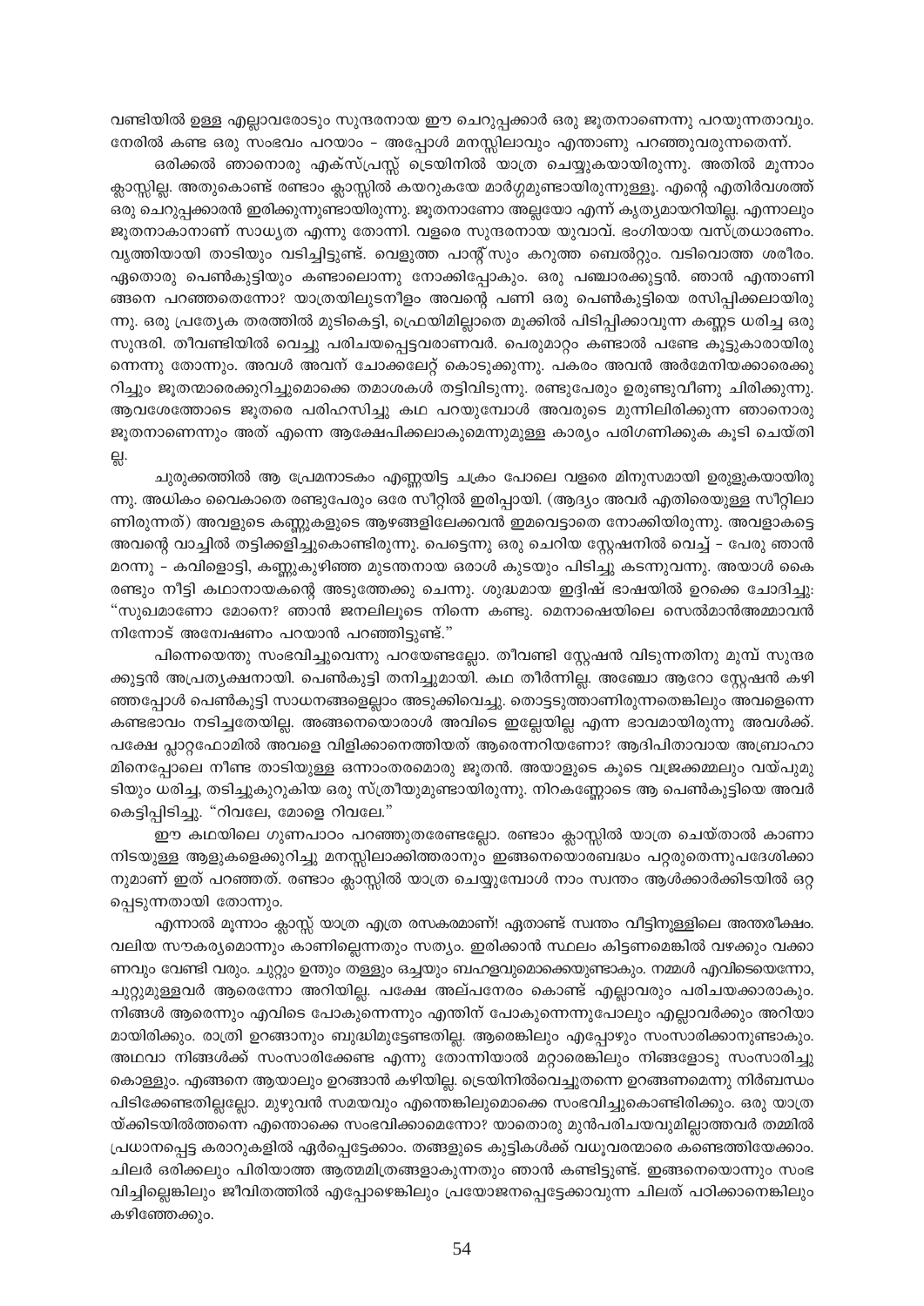വണ്ടിയിൽ ഉള്ള എല്ലാവരോടും സുന്ദരനായ ഈ ചെറുപ്പക്കാർ ഒരു ജൂതനാണെന്നു പറയുന്നതാവും. നേരിൽ കണ്ട ഒരു സംഭവം പറയാം – അപ്പോൾ മനസ്സിലാവും എന്താണു പറഞ്ഞുവരുന്നതെന്ന്.

ഒരിക്കൽ ഞാനൊരു എക്സ്പ്രസ്സ് ട്രെയിനിൽ യാത്ര ചെയ്യുകയായിരുന്നു. അതിൽ മൂന്നാം ക്ലാസ്സില്ല. അതുകൊണ്ട് രണ്ടാം ക്ലാസ്സിൽ കയറുകയേ മാർഗ്ഗമുണ്ടായിരുന്നുള്ളൂ. എന്റെ എതിർവശത്ത് ഒരു ചെറുപ്പക്കാരൻ ഇരിക്കുന്നുണ്ടായിരുന്നു. ജൂതനാണോ അല്ലയോ എന്ന് കൃത്യമായറിയില്ല. എന്നാലും ജൂതനാകാനാണ് സാധ്യത എന്നു തോന്നി. വളരെ സുന്ദരനായ യുവാവ്. ഭംഗിയായ വസ്ത്രധാരണം. വൃത്തിയായി താടിയും വടിച്ചിട്ടുണ്ട്. വെളുത്ത പാന്റ്സും കറുത്ത ബെൽറ്റും. വടിവൊത്ത ശരീരം. ഏതൊരു പെൺകുട്ടിയും കണ്ടാലൊന്നു നോക്കിപ്പോകും. ഒരു പഞ്ചാരക്കുട്ടൻ. ഞാൻ എന്താണിങ്ങനെ പറഞ്ഞതെന്നോ? യാത്രയിലുടനീളം അവന്റെ പണി ഒരു പെൺകുട്ടിയെ രസിപ്പിക്കലായിരുന്നു. ഒരു പ്രത്യേക തരത്തിൽ മുടികെട്ടി, ഫ്രെയിമില്ലാതെ മൂക്കിൽ പിടിപ്പിക്കാവുന്ന കണ്ണട ധരിച്ച ഒരു സുന്ദരി. തീവണ്ടിയിൽ വെച്ചു പരിചയപ്പെട്ടവരാണവർ. പെരുമാറ്റം കണ്ടാൽ പണ്ടേ കൂട്ടുകാരായിരുന്നെന്നു തോന്നും. അവൾ അവന് ചോക്കലേറ്റ് കൊടുക്കുന്നു. പകരം അവൻ അർമേനിയക്കാരെക്കുറിച്ചും ജൂതന്മാരെക്കുറിച്ചുമൊക്കെ തമാശകൾ തട്ടിവിടുന്നു. രണ്ടുപേരും ഉരുണ്ടുവീണു ചിരിക്കുന്നു. ആവേശത്തോടെ ജൂതരെ പരിഹസിച്ചു കഥ പറയുമ്പോൾ അവരുടെ മുന്നിലിരിക്കുന്ന ഞാനൊരു ജൂതനാണെന്നും അത് എന്നെ ആക്ഷേപിക്കലാകുമെന്നുമുള്ള കാര്യം പരിഗണിക്കുക കൂടി ചെയ്തില്ല.

ചുരുക്കത്തിൽ ആ പ്രേമനാടകം എണ്ണയിട്ട ചക്രം പോലെ വളരെ മിനുസമായി ഉരുളുകയായിരുന്നു. അധികം വൈകാതെ രണ്ടുപേരും ഒരേ സീറ്റിൽ ഇരിപ്പായി. (ആദ്യം അവർ എതിരെയുള്ള സീറ്റിലാണിരുന്നത്) അവളുടെ കണ്ണുകളുടെ ആഴങ്ങളിലേക്കവൻ ഇമവെട്ടാതെ നോക്കിയിരുന്നു. അവളാകട്ടെ അവന്റെ വാച്ചിൽ തട്ടിക്കളിച്ചുകൊണ്ടിരുന്നു. പെട്ടെന്നു ഒരു ചെറിയ സ്റ്റേഷനിൽ വെച്ച് – പേരു ഞാൻ മറന്നു – കവിളൊട്ടി, കണ്ണുകുഴിഞ്ഞ മുടന്തനായ ഒരാൾ കുടയും പിടിച്ചു കടന്നുവന്നു. അയാൾ കൈ രണ്ടും നീട്ടി കഥാനായകന്റെ അടുത്തേക്കു ചെന്നു. ശുദ്ധമായ ഇദ്ദിഷ് ഭാഷയിൽ ഉറക്കെ ചോദിച്ചു: "സുഖമാണോ മോനെ? ഞാൻ ജനലിലൂടെ നിന്നെ കണ്ടു. മെനാഷെയിലെ സെൽമാൻഅമ്മാവൻ നിന്നോട് അന്വേഷണം പറയാൻ പറഞ്ഞിട്ടുണ്ട്."

പിന്നെയെന്തു സംഭവിച്ചുവെന്നു പറയേണ്ടല്ലോ. തീവണ്ടി സ്റ്റേഷൻ വിടുന്നതിനു മുമ്പ് സുന്ദരക്കുട്ടൻ അപ്രത്യക്ഷനായി. പെൺകുട്ടി തനിച്ചുമായി. കഥ തീർന്നില്ല. അഞ്ചോ ആറോ സ്റ്റേഷൻ കഴിഞ്ഞപ്പോൾ പെൺകുട്ടി സാധനങ്ങളെല്ലാം അടുക്കിവെച്ചു. തൊട്ടടുത്താണിരുന്നതെങ്കിലും അവളെന്നെ കണ്ടഭാവം നടിച്ചതേയില്ല. അങ്ങനെയൊരാൾ അവിടെ ഇല്ലേയില്ല എന്ന ഭാവമായിരുന്നു അവൾക്ക്. പക്ഷേ പ്ലാറ്റ്ഫോമിൽ അവളെ വിളിക്കാനെത്തിയത് ആരെന്നറിയണോ? ആദിപിതാവായ അബ്രാഹാമിനെപ്പോലെ നീണ്ട താടിയുള്ള ഒന്നാംതരമൊരു ജൂതൻ. അയാളുടെ കൂടെ വജ്രക്കമ്മലും വയ്പുമുടിയും ധരിച്ച, തടിച്ചുകുറുകിയ ഒരു സ്ത്രീയുമുണ്ടായിരുന്നു. നിറകണ്ണോടെ ആ പെൺകുട്ടിയെ അവർ കെട്ടിപ്പിടിച്ചു. "റിവലേ, മോളെ റിവലേ."

ഈ കഥയിലെ ഗുണപാഠം പറഞ്ഞുതരേണ്ടല്ലോ. രണ്ടാം ക്ലാസ്സിൽ യാത്ര ചെയ്താൽ കാണാനിടയുള്ള ആളുകളെക്കുറിച്ചു മനസ്സിലാക്കിത്തരാനും ഇങ്ങനെയൊരബദ്ധം പറ്റരുതെന്നുപദേശിക്കാനുമാണ് ഇത് പറഞ്ഞത്. രണ്ടാം ക്ലാസ്സിൽ യാത്ര ചെയ്യുമ്പോൾ നാം സ്വന്തം ആൾക്കാർക്കിടയിൽ ഒറ്റപ്പെടുന്നതായി തോന്നും.

എന്നാൽ മൂന്നാം ക്ലാസ്സ് യാത്ര എത്ര രസകരമാണ്! ഏതാണ്ട് സ്വന്തം വീട്ടിനുള്ളിലെ അന്തരീക്ഷം. വലിയ സൗകര്യമൊന്നും കാണില്ലെന്നതും സത്യം. ഇരിക്കാൻ സ്ഥലം കിട്ടണമെങ്കിൽ വഴക്കും വക്കാണവും വേണ്ടി വരും. ചുറ്റും ഉന്തും തള്ളും ഒച്ചയും ബഹളവുമൊക്കെയുണ്ടാകും. നമ്മൾ എവിടെയെന്നോ, ചുറ്റുമുള്ളവർ ആരെന്നോ അറിയില്ല. പക്ഷേ അല്പനേരം കൊണ്ട് എല്ലാവരും പരിചയക്കാരാകും. നിങ്ങൾ ആരെന്നും എവിടെ പോകുന്നെന്നും എന്തിന് പോകുന്നെന്നുപോലും എല്ലാവർക്കും അറിയാമായിരിക്കും. രാത്രി ഉറങ്ങാനും ബുദ്ധിമുട്ടേണ്ടതില്ല. ആരെങ്കിലും എപ്പോഴും സംസാരിക്കാനുണ്ടാകും. അഥവാ നിങ്ങൾക്ക് സംസാരിക്കേണ്ട എന്നു തോന്നിയാൽ മറ്റാരെങ്കിലും നിങ്ങളോടു സംസാരിച്ചുകൊള്ളും. എങ്ങനെ ആയാലും ഉറങ്ങാൻ കഴിയില്ല. ട്രെയിനിൽവെച്ചുതന്നെ ഉറങ്ങണമെന്നു നിർബന്ധം പിടിക്കേണ്ടതില്ലല്ലോ. മുഴുവൻ സമയവും എന്തെങ്കിലുമൊക്കെ സംഭവിച്ചുകൊണ്ടിരിക്കും. ഒരു യാത്രയ്ക്കിടയിൽത്തന്നെ എന്തൊക്കെ സംഭവിക്കാമെന്നോ? യാതൊരു മുൻപരിചയവുമില്ലാത്തവർ തമ്മിൽ പ്രധാനപ്പെട്ട കരാറുകളിൽ ഏർപ്പെട്ടേക്കാം. തങ്ങളുടെ കുട്ടികൾക്ക് വധൂവരന്മാരെ കണ്ടെത്തിയേക്കാം. ചിലർ ഒരിക്കലും പിരിയാത്ത ആത്മമിത്രങ്ങളാകുന്നതും ഞാൻ കണ്ടിട്ടുണ്ട്. ഇങ്ങനെയൊന്നും സംഭവിച്ചില്ലെങ്കിലും ജീവിതത്തിൽ എപ്പോഴെങ്കിലും പ്രയോജനപ്പെട്ടേക്കാവുന്ന ചിലത് പഠിക്കാനെങ്കിലും കഴിഞ്ഞേക്കും.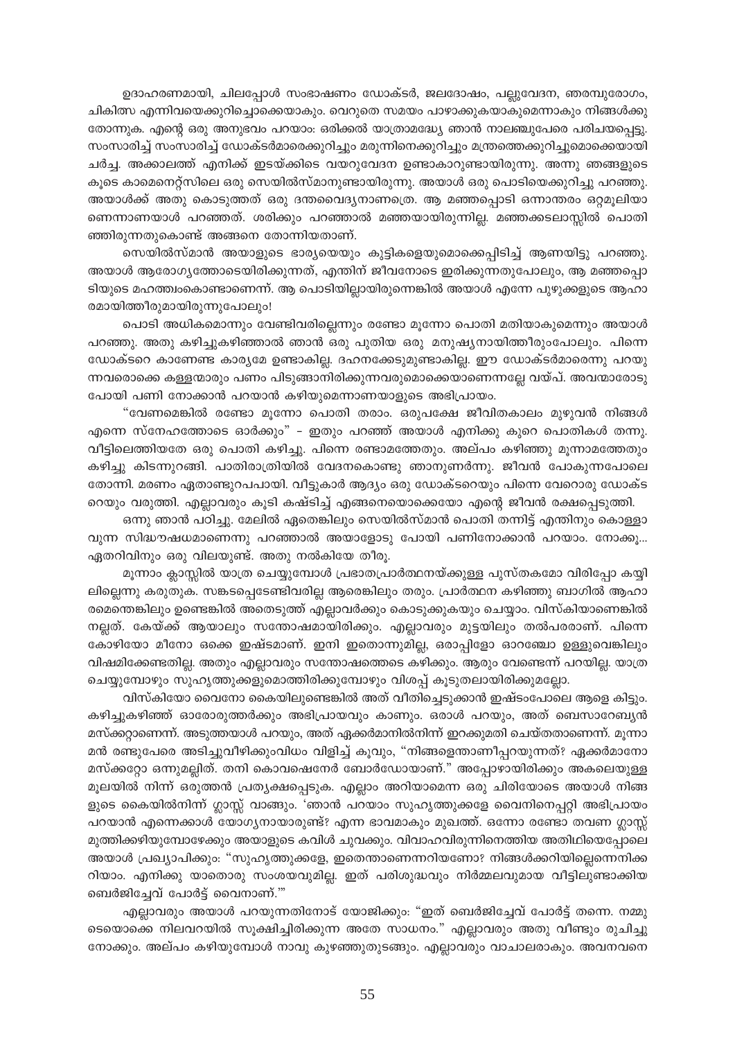ഉദാഹരണമായി, ചിലപ്പോൾ സംഭാഷണം ഡോക്ടർ, ജലദോഷം, പല്ലുവേദന, ഞരമ്പുരോഗം, ചികിത്സ എന്നിവയെക്കുറിച്ചൊക്കെയാകും. വെറുതെ സമയം പാഴാക്കുകയാകുമെന്നാകും നിങ്ങൾക്കു തോന്നുക. എന്റെ ഒരു അനുഭവം പറയാം: ഒരിക്കൽ യാത്രാമദ്ധ്യേ ഞാൻ നാലഞ്ചുപേരെ പരിചയപ്പെട്ടു. സംസാരിച്ച് സംസാരിച്ച് ഡോക്ടർമാരെക്കുറിച്ചും മരുന്നിനെക്കുറിച്ചും മന്ത്രത്തെക്കുറിച്ചുമൊക്കെയായി ചർച്ച. അക്കാലത്ത് എനിക്ക് ഇടയ്ക്കിടെ വയറുവേദന ഉണ്ടാകാറുണ്ടായിരുന്നു. അന്നു ഞങ്ങളുടെ കൂടെ കാമെനെറ്റ്സിലെ ഒരു സെയിൽസ്മാനുണ്ടായിരുന്നു. അയാൾ ഒരു പൊടിയെക്കുറിച്ചു പറഞ്ഞു. അയാൾക്ക് അതു കൊടുത്തത് ഒരു ദന്തവൈദ്യനാണത്രെ. ആ മഞ്ഞപ്പൊടി ഒന്നാന്തരം ഒറ്റമൂലിയാണെന്നാണയാൾ പറഞ്ഞത്. ശരിക്കും പറഞ്ഞാൽ മഞ്ഞയായിരുന്നില്ല. മഞ്ഞക്കടലാസ്സിൽ പൊതിഞ്ഞിരുന്നതുകൊണ്ട് അങ്ങനെ തോന്നിയതാണ്.

സെയിൽസ്മാൻ അയാളുടെ ഭാര്യയെയും കുട്ടികളെയുമൊക്കെപ്പിടിച്ച് ആണയിട്ടു പറഞ്ഞു. അയാൾ ആരോഗ്യത്തോടെയിരിക്കുന്നത്, എന്തിന് ജീവനോടെ ഇരിക്കുന്നതുപോലും, ആ മഞ്ഞപ്പൊടിയുടെ മഹത്ത്വംകൊണ്ടാണെന്ന്. ആ പൊടിയില്ലായിരുന്നെങ്കിൽ അയാൾ എന്നേ പുഴുക്കളുടെ ആഹാരമായിത്തീരുമായിരുന്നുപോലും!

പൊടി അധികമൊന്നും വേണ്ടിവരില്ലെന്നും രണ്ടോ മൂന്നോ പൊതി മതിയാകുമെന്നും അയാൾ പറഞ്ഞു. അതു കഴിച്ചുകഴിഞ്ഞാൽ ഞാൻ ഒരു പുതിയ ഒരു മനുഷ്യനായിത്തീരുംപോലും. പിന്നെ ഡോക്ടറെ കാണേണ്ട കാര്യമേ ഉണ്ടാകില്ല. ദഹനക്കേടുമുണ്ടാകില്ല. ഈ ഡോക്ടർമാരെന്നു പറയുന്നവരൊക്കെ കള്ളന്മാരും പണം പിടുങ്ങാനിരിക്കുന്നവരുമൊക്കെയാണെന്നല്ലേ വയ്പ്. അവന്മാരോടു പോയി പണി നോക്കാൻ പറയാൻ കഴിയുമെന്നാണയാളുടെ അഭിപ്രായം.

"വേണമെങ്കിൽ രണ്ടോ മൂന്നോ പൊതി തരാം. ഒരുപക്ഷേ ജീവിതകാലം മുഴുവൻ നിങ്ങൾ എന്നെ സ്നേഹത്തോടെ ഓർക്കും" – ഇതും പറഞ്ഞ് അയാൾ എനിക്കു കുറെ പൊതികൾ തന്നു. വീട്ടിലെത്തിയതേ ഒരു പൊതി കഴിച്ചു. പിന്നെ രണ്ടാമത്തേതും. അല്പം കഴിഞ്ഞു മൂന്നാമത്തേതും കഴിച്ചു കിടന്നുറങ്ങി. പാതിരാത്രിയിൽ വേദനകൊണ്ടു ഞാനുണർന്നു. ജീവൻ പോകുന്നപോലെ തോന്നി. മരണം ഏതാണ്ടുറപ്പായി. വീട്ടുകാർ ആദ്യം ഒരു ഡോക്ടറെയും പിന്നെ വേറൊരു ഡോക്ടറെയും വരുത്തി. എല്ലാവരും കൂടി കഷ്ടിച്ച് എങ്ങനെയൊക്കെയോ എന്റെ ജീവൻ രക്ഷപ്പെടുത്തി.

ഒന്നു ഞാൻ പഠിച്ചു. മേലിൽ ഏതെങ്കിലും സെയിൽസ്മാൻ പൊതി തന്നിട്ട് എന്തിനും കൊള്ളാവുന്ന സിദ്ധൗഷധമാണെന്നു പറഞ്ഞാൽ അയാളോടു പോയി പണിനോക്കാൻ പറയാം. നോക്കൂ... ഏതറിവിനും ഒരു വിലയുണ്ട്. അതു നൽകിയേ തീരൂ.

മൂന്നാം ക്ലാസ്സിൽ യാത്ര ചെയ്യുമ്പോൾ പ്രഭാതപ്രാർത്ഥനയ്ക്കുള്ള പുസ്തകമോ വിരിപ്പോ കയ്യിലില്ലെന്നു കരുതുക. സങ്കടപ്പെടേണ്ടിവരില്ല ആരെങ്കിലും തരും. പ്രാർത്ഥന കഴിഞ്ഞു ബാഗിൽ ആഹാരമെന്തെങ്കിലും ഉണ്ടെങ്കിൽ അതെടുത്ത് എല്ലാവർക്കും കൊടുക്കുകയും ചെയ്യാം. വിസ്കിയാണെങ്കിൽ നല്ലത്. കേയ്ക്ക് ആയാലും സന്തോഷമായിരിക്കും. എല്ലാവരും മുട്ടയിലും തൽപരരാണ്. പിന്നെ കോഴിയോ മീനോ ഒക്കെ ഇഷ്ടമാണ്. ഇനി ഇതൊന്നുമില്ല, ഒരാപ്പിളോ ഓറഞ്ചോ ഉള്ളുവെങ്കിലും വിഷമിക്കേണ്ടതില്ല. അതും എല്ലാവരും സന്തോഷത്തൊടെ കഴിക്കും. ആരും വേണ്ടെന്ന് പറയില്ല. യാത്ര ചെയ്യുമ്പോഴും സുഹൃത്തുക്കളുമൊത്തിരിക്കുമ്പോഴും വിശപ്പ് കൂടുതലായിരിക്കുമല്ലോ.

വിസ്കിയോ വൈനോ കൈയിലുണ്ടെങ്കിൽ അത് വീതിച്ചെടുക്കാൻ ഇഷ്ടംപോലെ ആളെ കിട്ടും. കഴിച്ചുകഴിഞ്ഞ് ഓരോരുത്തർക്കും അഭിപ്രായവും കാണും. ഒരാൾ പറയും, അത് ബെസാറേബ്യൻ മസ്ക്കറ്റാണെന്ന്. അടുത്തയാൾ പറയും, അത് ഏക്കർമാനിൽനിന്ന് ഇറക്കുമതി ചെയ്തതാണെന്ന്. മൂന്നാമൻ രണ്ടുപേരെ അടിച്ചുവീഴിക്കുംവിധം വിളിച്ച് കൂവും, "നിങ്ങളെന്താണീപ്പറയുന്നത്? ഏക്കർമാനോ മസ്ക്കറ്റോ ഒന്നുമല്ലിത്. തനി കൊവഷെനേർ ബോർഡോയാണ്." അപ്പോഴായിരിക്കും അകലെയുള്ള മൂലയിൽ നിന്ന് ഒരുത്തൻ പ്രത്യക്ഷപ്പെടുക. എല്ലാം അറിയാമെന്ന ഒരു ചിരിയോടെ അയാൾ നിങ്ങളുടെ കൈയിൽനിന്ന് ഗ്ലാസ്സ് വാങ്ങും. 'ഞാൻ പറയാം സുഹൃത്തുക്കളേ വൈനിനെപ്പറ്റി അഭിപ്രായം പറയാൻ എന്നെക്കാൾ യോഗ്യനായാരുണ്ട്? എന്ന ഭാവമാകും മുഖത്ത്. ഒന്നോ രണ്ടോ തവണ ഗ്ലാസ്സ് മുത്തിക്കഴിയുമ്പോഴേക്കും അയാളുടെ കവിൾ ചുവക്കും. വിവാഹവിരുന്നിനെത്തിയ അതിഥിയെപ്പോലെ അയാൾ പ്രഖ്യാപിക്കും: "സുഹൃത്തുക്കളേ, ഇതെന്താണെന്നറിയണോ? നിങ്ങൾക്കറിയില്ലെന്നെനിക്കറിയാം. എനിക്കു യാതൊരു സംശയവുമില്ല. ഇത് പരിശുദ്ധവും നിർമ്മലവുമായ വീട്ടിലുണ്ടാക്കിയ ബെർജിച്ചേവ് പോർട്ട് വൈനാണ്.'"

എല്ലാവരും അയാൾ പറയുന്നതിനോട് യോജിക്കും: "ഇത് ബെർജിച്ചേവ് പോർട്ട് തന്നെ. നമ്മുടെയൊക്കെ നിലവറയിൽ സൂക്ഷിച്ചിരിക്കുന്ന അതേ സാധനം." എല്ലാവരും അതു വീണ്ടും രുചിച്ചുനോക്കും. അല്പം കഴിയുമ്പോൾ നാവു കുഴഞ്ഞുതുടങ്ങും. എല്ലാവരും വാചാലരാകും. അവനവനെ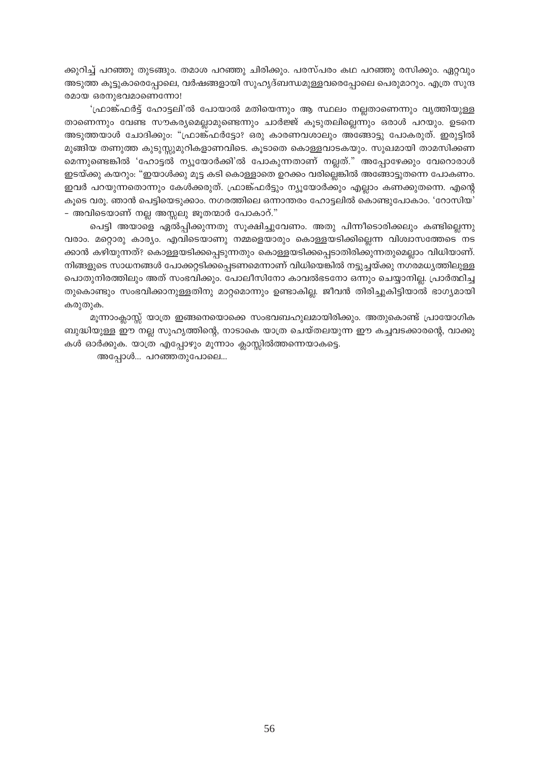ക്കുറിച്ച് പറഞ്ഞു തുടങ്ങും. തമാശ പറഞ്ഞു ചിരിക്കും. പരസ്പരം കഥ പറഞ്ഞു രസിക്കും. ഏറ്റവും അടുത്ത കൂട്ടുകാരെപ്പോലെ, വർഷങ്ങളായി സുഹൃദ്ബന്ധമുള്ളവരെപ്പോലെ പെരുമാറും. എത്ര സുന്ദരമായ ഒരനുഭവമാണെന്നോ!

'ഫ്രാങ്ക്ഫർട്ട് ഹോട്ടലി'ൽ പോയാൽ മതിയെന്നും ആ സ്ഥലം നല്ലതാണെന്നും വൃത്തിയുള്ളതാണെന്നും വേണ്ട സൗകര്യമെല്ലാമുണ്ടെന്നും ചാർജ്ജ് കൂടുതലില്ലെന്നും ഒരാൾ പറയും. ഉടനെ അടുത്തയാൾ ചോദിക്കും: "ഫ്രാങ്ക്ഫർട്ടോ? ഒരു കാരണവശാലും അങ്ങോട്ടു പോകരുത്. ഇരുട്ടിൽ മുങ്ങിയ തണുത്ത കുടുസ്സുമുറികളാണവിടെ. കൂടാതെ കൊള്ളവാടകയും. സുഖമായി താമസിക്കണമെന്നുണ്ടെങ്കിൽ 'ഹോട്ടൽ ന്യൂയോർക്കി'ൽ പോകുന്നതാണ് നല്ലത്." അപ്പോഴേക്കും വേറൊരാൾ ഇടയ്ക്കു കയറും: "ഇയാൾക്കു മൂട്ട കടി കൊള്ളാതെ ഉറക്കം വരില്ലെങ്കിൽ അങ്ങോട്ടുതന്നെ പോകണം. ഇവർ പറയുന്നതൊന്നും കേൾക്കരുത്. ഫ്രാങ്ക്ഫർട്ടും ന്യൂയോർക്കും എല്ലാം കണക്കുതന്നെ. എന്റെ കൂടെ വരൂ. ഞാൻ പെട്ടിയെടുക്കാം. നഗരത്തിലെ ഒന്നാന്തരം ഹോട്ടലിൽ കൊണ്ടുപോകാം. 'റോസിയ' – അവിടെയാണ് നല്ല അസ്സലു ജൂതന്മാർ പോകാറ്."

പെട്ടി അയാളെ ഏൽപ്പിക്കുന്നതു സൂക്ഷിച്ചുവേണം. അതു പിന്നീടൊരിക്കലും കണ്ടില്ലെന്നു വരാം. മറ്റൊരു കാര്യം. എവിടെയാണു നമ്മളെയാരും കൊള്ളയടിക്കില്ലെന്ന വിശ്വാസത്തോടെ നടക്കാൻ കഴിയുന്നത്? കൊള്ളയടിക്കപ്പെടുന്നതും കൊള്ളയടിക്കപ്പെടാതിരിക്കുന്നതുമെല്ലാം വിധിയാണ്. നിങ്ങളുടെ സാധനങ്ങൾ പോക്കറ്റടിക്കപ്പെടണമെന്നാണ് വിധിയെങ്കിൽ നട്ടുച്ചയ്ക്കു നഗരമധ്യത്തിലുള്ള പൊതുനിരത്തിലും അത് സംഭവിക്കും. പോലീസിനോ കാവൽഭടനോ ഒന്നും ചെയ്യാനില്ല. പ്രാർത്ഥിച്ചതുകൊണ്ടും സംഭവിക്കാനുള്ളതിനു മാറ്റമൊന്നും ഉണ്ടാകില്ല. ജീവൻ തിരിച്ചുകിട്ടിയാൽ ഭാഗ്യമായി കരുതുക.

മൂന്നാംക്ലാസ്സ് യാത്ര ഇങ്ങനെയൊക്കെ സംഭവബഹുലമായിരിക്കും. അതുകൊണ്ട് പ്രായോഗിക ബുദ്ധിയുള്ള ഈ നല്ല സുഹൃത്തിന്റെ, നാടാകെ യാത്ര ചെയ്തലയുന്ന ഈ കച്ചവടക്കാരന്റെ, വാക്കുകൾ ഓർക്കുക. യാത്ര എപ്പോഴും മൂന്നാം ക്ലാസ്സിൽത്തന്നെയാകട്ടെ.

അപ്പോൾ... പറഞ്ഞതുപോലെ...